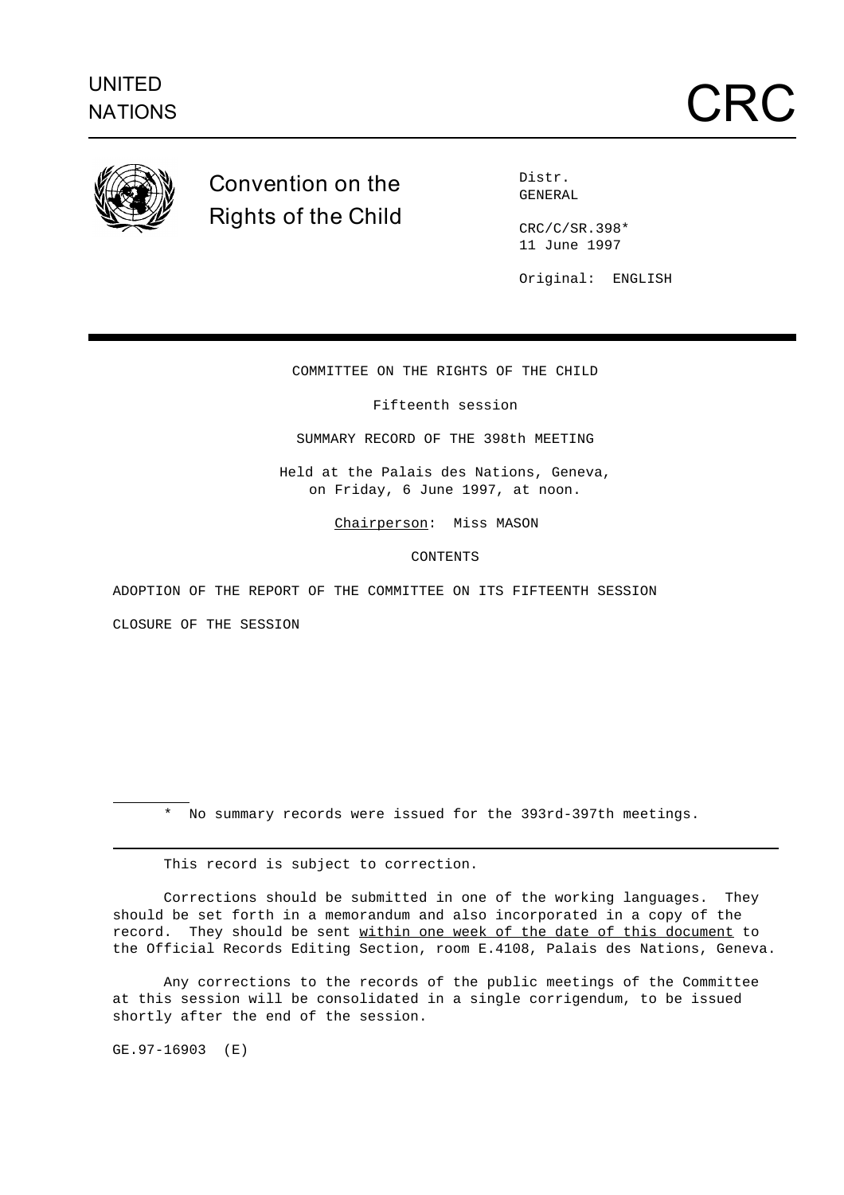UNITED NATIONS

# CRC

## Convention on the Rights of the Child

Distr.
GENERAL

CRC/C/SR.398*
11 June 1997

Original: ENGLISH

COMMITTEE ON THE RIGHTS OF THE CHILD

Fifteenth session

SUMMARY RECORD OF THE 398th MEETING

Held at the Palais des Nations, Geneva,
on Friday, 6 June 1997, at noon.

Chairperson: Miss MASON

CONTENTS

ADOPTION OF THE REPORT OF THE COMMITTEE ON ITS FIFTEENTH SESSION

CLOSURE OF THE SESSION

\* No summary records were issued for the 393rd-397th meetings.

---

This record is subject to correction.

Corrections should be submitted in one of the working languages. They should be set forth in a memorandum and also incorporated in a copy of the record. They should be sent within one week of the date of this document to the Official Records Editing Section, room E.4108, Palais des Nations, Geneva.

Any corrections to the records of the public meetings of the Committee at this session will be consolidated in a single corrigendum, to be issued shortly after the end of the session.

GE.97-16903 (E)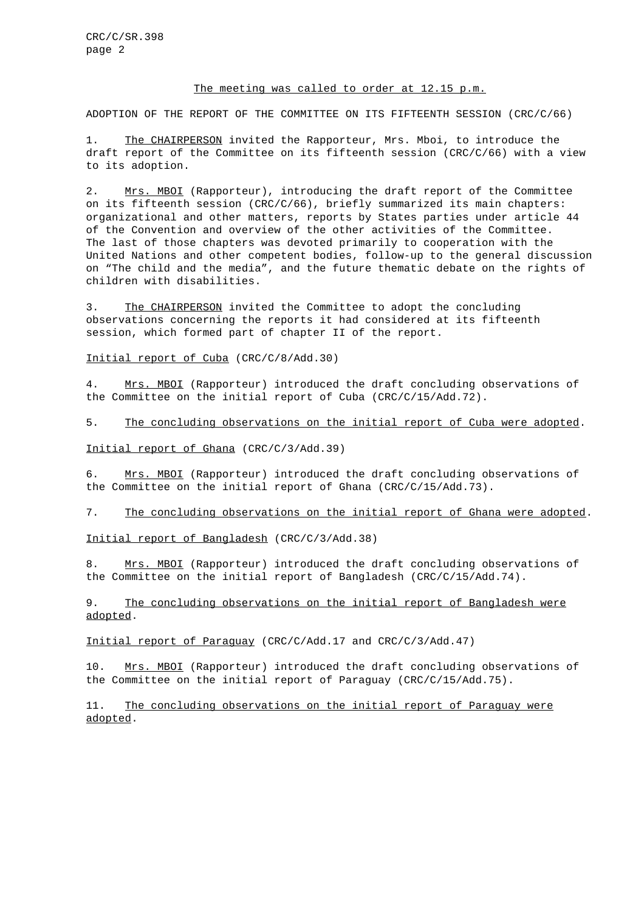The meeting was called to order at 12.15 p.m.

ADOPTION OF THE REPORT OF THE COMMITTEE ON ITS FIFTEENTH SESSION (CRC/C/66)

1. The CHAIRPERSON invited the Rapporteur, Mrs. Mboi, to introduce the draft report of the Committee on its fifteenth session (CRC/C/66) with a view to its adoption.

2. Mrs. MBOI (Rapporteur), introducing the draft report of the Committee on its fifteenth session (CRC/C/66), briefly summarized its main chapters: organizational and other matters, reports by States parties under article 44 of the Convention and overview of the other activities of the Committee. The last of those chapters was devoted primarily to cooperation with the United Nations and other competent bodies, follow-up to the general discussion on "The child and the media", and the future thematic debate on the rights of children with disabilities.

3. The CHAIRPERSON invited the Committee to adopt the concluding observations concerning the reports it had considered at its fifteenth session, which formed part of chapter II of the report.

Initial report of Cuba (CRC/C/8/Add.30)

4. Mrs. MBOI (Rapporteur) introduced the draft concluding observations of the Committee on the initial report of Cuba (CRC/C/15/Add.72).

5. The concluding observations on the initial report of Cuba were adopted.

Initial report of Ghana (CRC/C/3/Add.39)

6. Mrs. MBOI (Rapporteur) introduced the draft concluding observations of the Committee on the initial report of Ghana (CRC/C/15/Add.73).

7. The concluding observations on the initial report of Ghana were adopted.

Initial report of Bangladesh (CRC/C/3/Add.38)

8. Mrs. MBOI (Rapporteur) introduced the draft concluding observations of the Committee on the initial report of Bangladesh (CRC/C/15/Add.74).

9. The concluding observations on the initial report of Bangladesh were adopted.

Initial report of Paraguay (CRC/C/Add.17 and CRC/C/3/Add.47)

10. Mrs. MBOI (Rapporteur) introduced the draft concluding observations of the Committee on the initial report of Paraguay (CRC/C/15/Add.75).

11. The concluding observations on the initial report of Paraguay were adopted.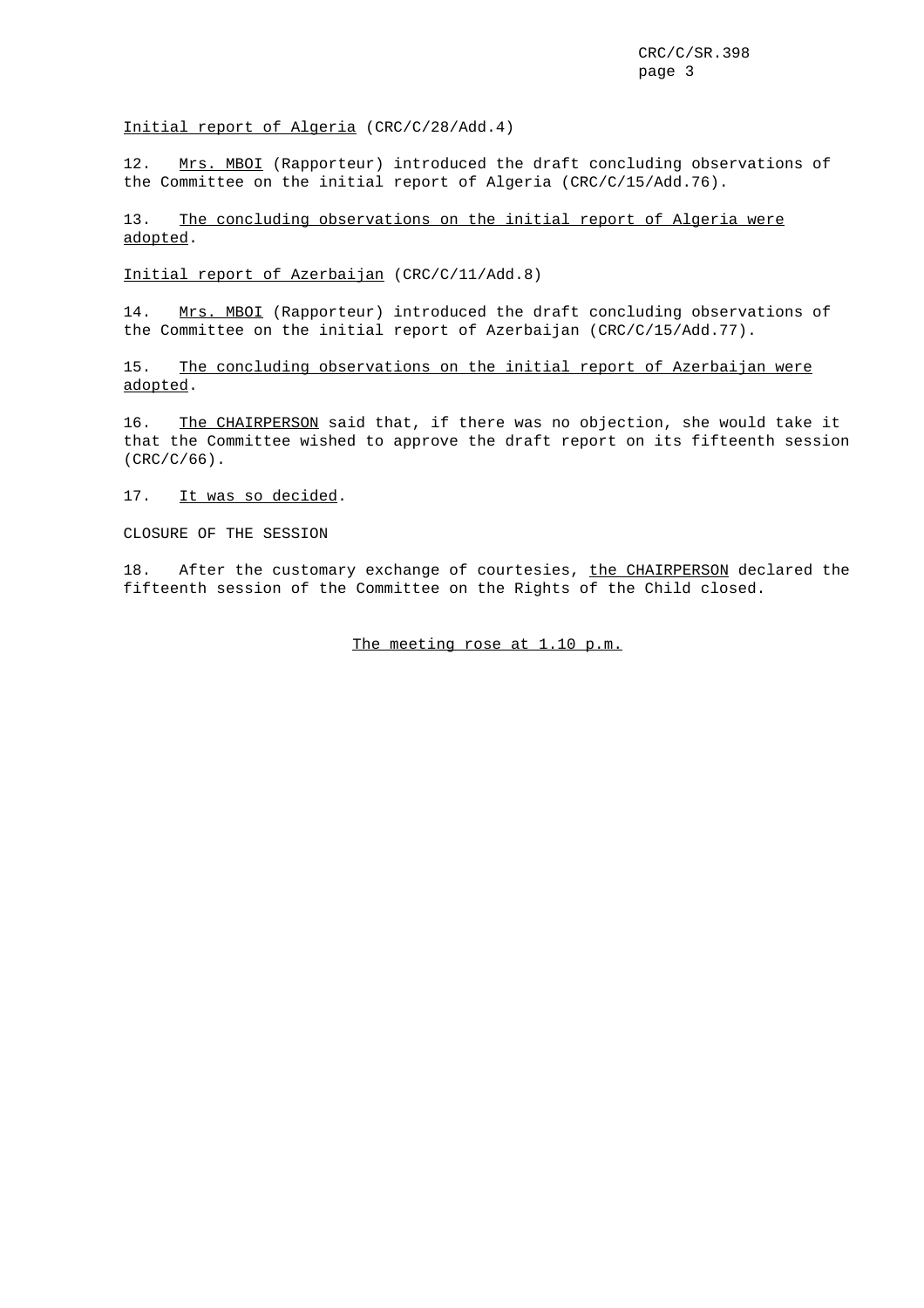Initial report of Algeria (CRC/C/28/Add.4)

12. Mrs. MBOI (Rapporteur) introduced the draft concluding observations of the Committee on the initial report of Algeria (CRC/C/15/Add.76).

13. The concluding observations on the initial report of Algeria were adopted.

Initial report of Azerbaijan (CRC/C/11/Add.8)

14. Mrs. MBOI (Rapporteur) introduced the draft concluding observations of the Committee on the initial report of Azerbaijan (CRC/C/15/Add.77).

15. The concluding observations on the initial report of Azerbaijan were adopted.

16. The CHAIRPERSON said that, if there was no objection, she would take it that the Committee wished to approve the draft report on its fifteenth session (CRC/C/66).

17. It was so decided.

CLOSURE OF THE SESSION

18. After the customary exchange of courtesies, the CHAIRPERSON declared the fifteenth session of the Committee on the Rights of the Child closed.

The meeting rose at 1.10 p.m.